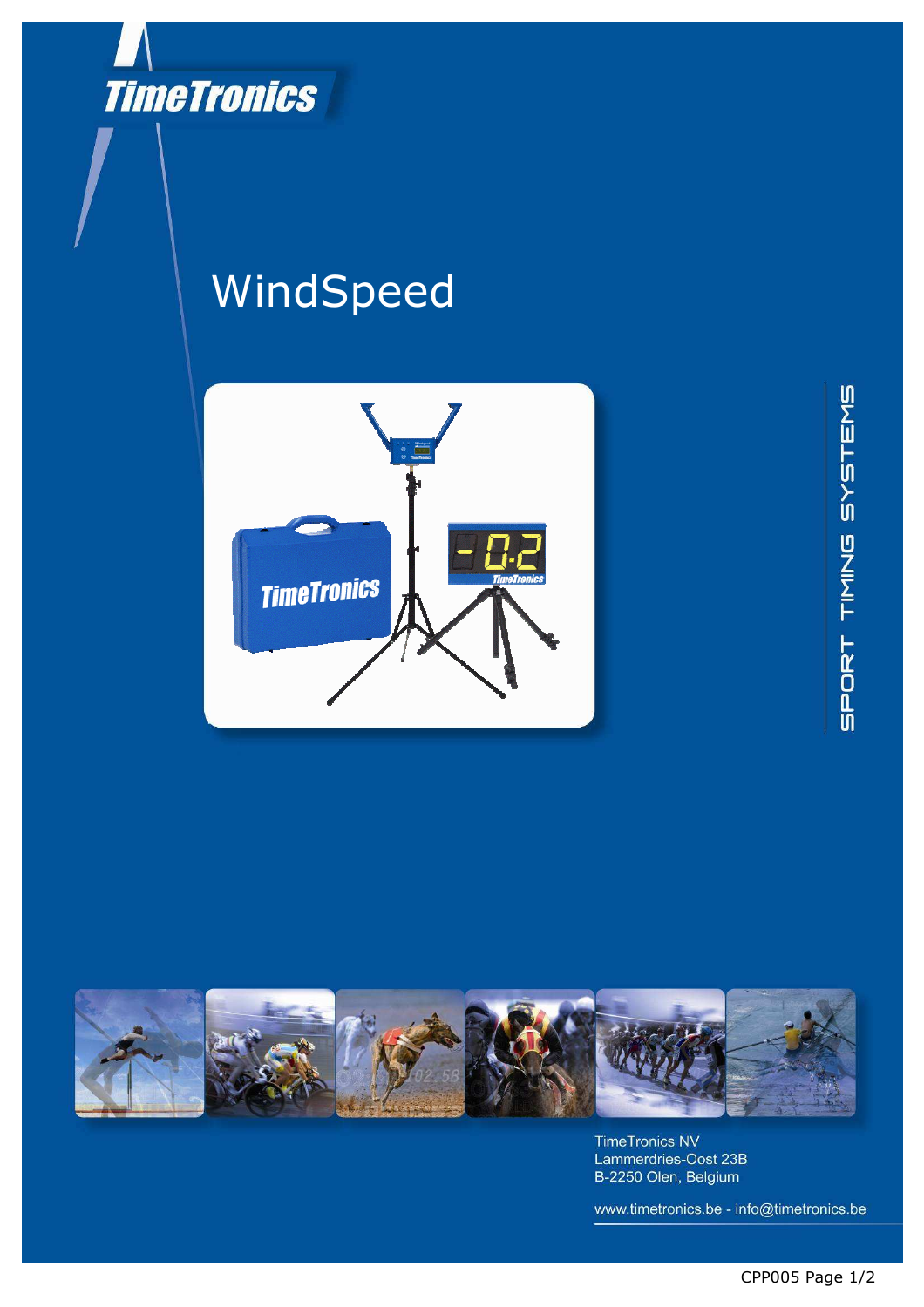TimeTronics

# WindSpeed

SPORT TIMING SYSTEMS

TimeTronics NV
Lammerdries-Oost 23B
B-2250 Olen, Belgium

www.timetronics.be - info@timetronics.be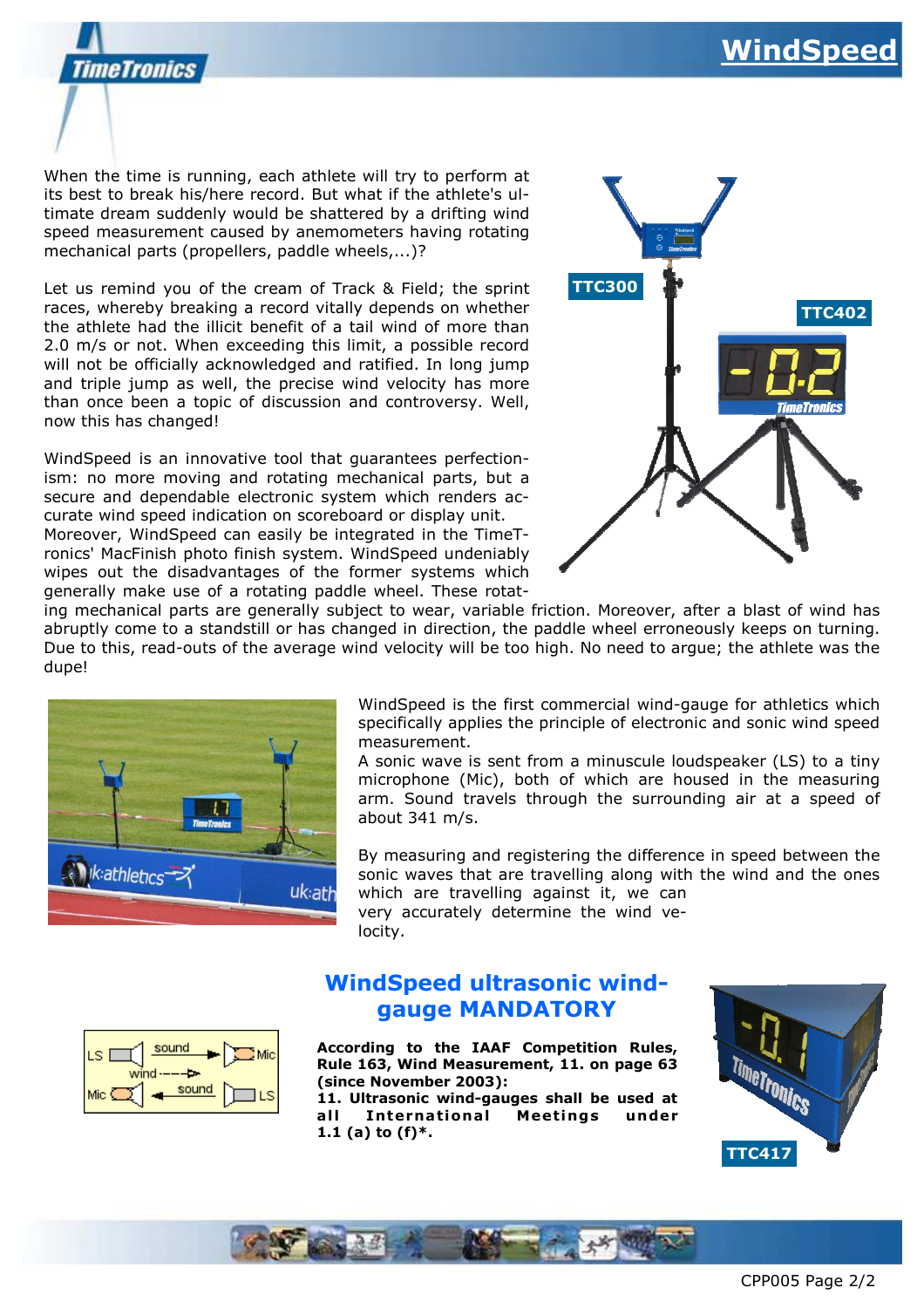# WindSpeed

When the time is running, each athlete will try to perform at its best to break his/here record. But what if the athlete's ultimate dream suddenly would be shattered by a drifting wind speed measurement caused by anemometers having rotating mechanical parts (propellers, paddle wheels,...)?

Let us remind you of the cream of Track & Field; the sprint races, whereby breaking a record vitally depends on whether the athlete had the illicit benefit of a tail wind of more than 2.0 m/s or not. When exceeding this limit, a possible record will not be officially acknowledged and ratified. In long jump and triple jump as well, the precise wind velocity has more than once been a topic of discussion and controversy. Well, now this has changed!

WindSpeed is an innovative tool that guarantees perfectionism: no more moving and rotating mechanical parts, but a secure and dependable electronic system which renders accurate wind speed indication on scoreboard or display unit. Moreover, WindSpeed can easily be integrated in the TimeTronics' MacFinish photo finish system. WindSpeed undeniably wipes out the disadvantages of the former systems which generally make use of a rotating paddle wheel. These rotating mechanical parts are generally subject to wear, variable friction. Moreover, after a blast of wind has abruptly come to a standstill or has changed in direction, the paddle wheel erroneously keeps on turning. Due to this, read-outs of the average wind velocity will be too high. No need to argue; the athlete was the dupe!

TTC300

TTC402

WindSpeed is the first commercial wind-gauge for athletics which specifically applies the principle of electronic and sonic wind speed measurement.
A sonic wave is sent from a minuscule loudspeaker (LS) to a tiny microphone (Mic), both of which are housed in the measuring arm. Sound travels through the surrounding air at a speed of about 341 m/s.

By measuring and registering the difference in speed between the sonic waves that are travelling along with the wind and the ones which are travelling against it, we can very accurately determine the wind velocity.

LS sound Mic
wind
Mic sound LS

## WindSpeed ultrasonic wind-gauge MANDATORY

**According to the IAAF Competition Rules, Rule 163, Wind Measurement, 11. on page 63 (since November 2003):**
**11. Ultrasonic wind-gauges shall be used at all International Meetings under 1.1 (a) to (f)*.**

TTC417